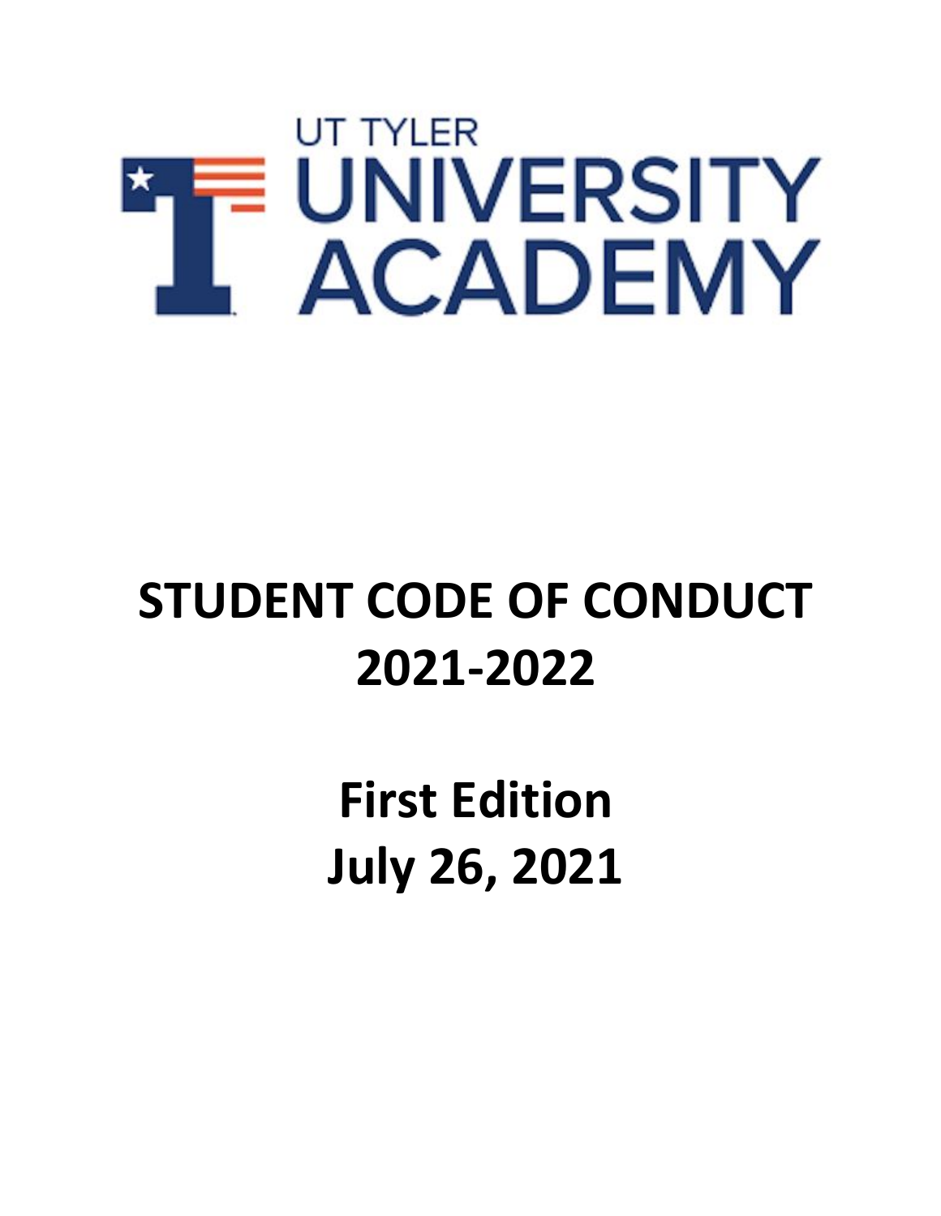UT TYLER UNIVERSITY ACADEMY

# STUDENT CODE OF CONDUCT 2021-2022

## First Edition July 26, 2021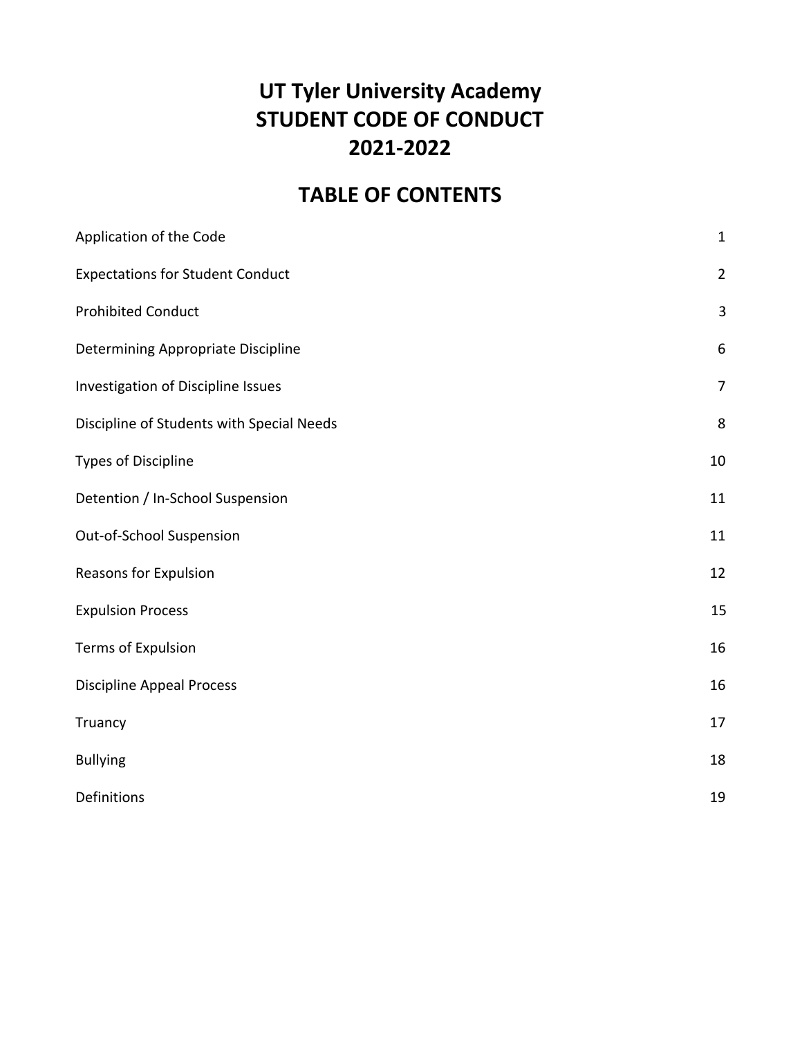# UT Tyler University Academy
# STUDENT CODE OF CONDUCT
# 2021-2022

## TABLE OF CONTENTS

| | |
|---|---|
| Application of the Code | 1 |
| Expectations for Student Conduct | 2 |
| Prohibited Conduct | 3 |
| Determining Appropriate Discipline | 6 |
| Investigation of Discipline Issues | 7 |
| Discipline of Students with Special Needs | 8 |
| Types of Discipline | 10 |
| Detention / In-School Suspension | 11 |
| Out-of-School Suspension | 11 |
| Reasons for Expulsion | 12 |
| Expulsion Process | 15 |
| Terms of Expulsion | 16 |
| Discipline Appeal Process | 16 |
| Truancy | 17 |
| Bullying | 18 |
| Definitions | 19 |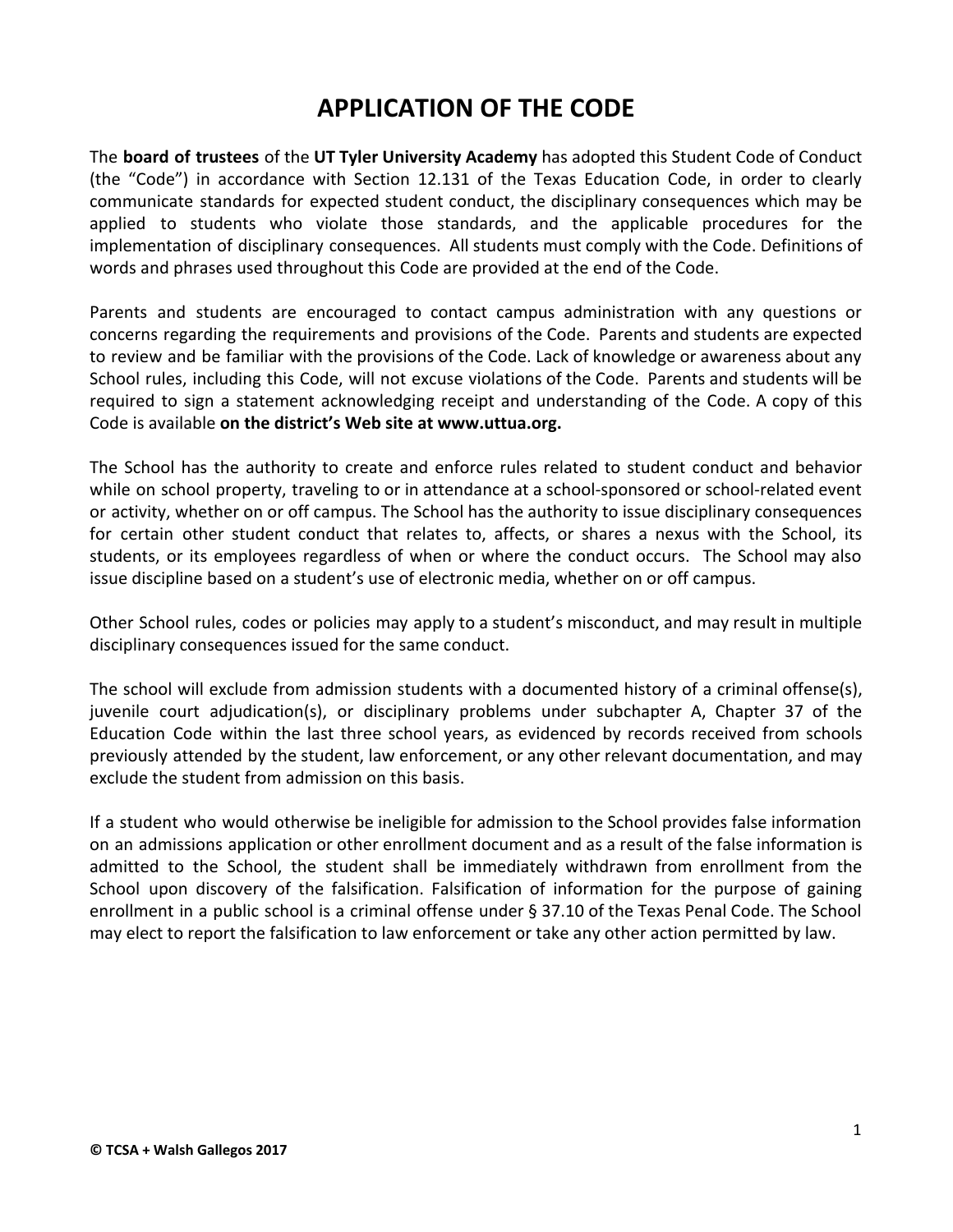# APPLICATION OF THE CODE

The **board of trustees** of the **UT Tyler University Academy** has adopted this Student Code of Conduct (the "Code") in accordance with Section 12.131 of the Texas Education Code, in order to clearly communicate standards for expected student conduct, the disciplinary consequences which may be applied to students who violate those standards, and the applicable procedures for the implementation of disciplinary consequences. All students must comply with the Code. Definitions of words and phrases used throughout this Code are provided at the end of the Code.

Parents and students are encouraged to contact campus administration with any questions or concerns regarding the requirements and provisions of the Code. Parents and students are expected to review and be familiar with the provisions of the Code. Lack of knowledge or awareness about any School rules, including this Code, will not excuse violations of the Code. Parents and students will be required to sign a statement acknowledging receipt and understanding of the Code. A copy of this Code is available **on the district's Web site at www.uttua.org.**

The School has the authority to create and enforce rules related to student conduct and behavior while on school property, traveling to or in attendance at a school-sponsored or school-related event or activity, whether on or off campus. The School has the authority to issue disciplinary consequences for certain other student conduct that relates to, affects, or shares a nexus with the School, its students, or its employees regardless of when or where the conduct occurs. The School may also issue discipline based on a student's use of electronic media, whether on or off campus.

Other School rules, codes or policies may apply to a student's misconduct, and may result in multiple disciplinary consequences issued for the same conduct.

The school will exclude from admission students with a documented history of a criminal offense(s), juvenile court adjudication(s), or disciplinary problems under subchapter A, Chapter 37 of the Education Code within the last three school years, as evidenced by records received from schools previously attended by the student, law enforcement, or any other relevant documentation, and may exclude the student from admission on this basis.

If a student who would otherwise be ineligible for admission to the School provides false information on an admissions application or other enrollment document and as a result of the false information is admitted to the School, the student shall be immediately withdrawn from enrollment from the School upon discovery of the falsification. Falsification of information for the purpose of gaining enrollment in a public school is a criminal offense under § 37.10 of the Texas Penal Code. The School may elect to report the falsification to law enforcement or take any other action permitted by law.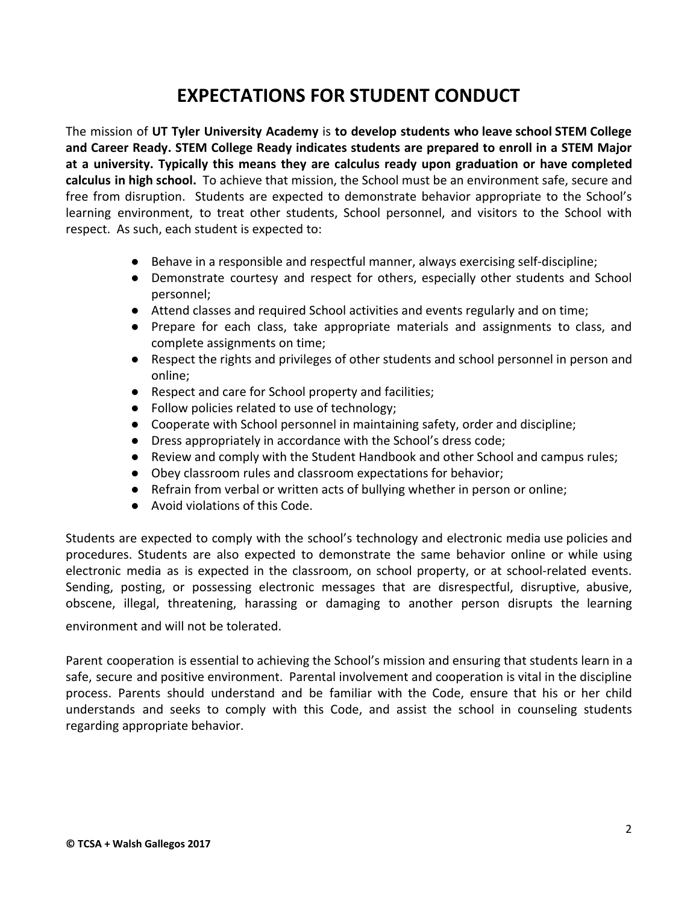# EXPECTATIONS FOR STUDENT CONDUCT

The mission of **UT Tyler University Academy** is **to develop students who leave school STEM College and Career Ready. STEM College Ready indicates students are prepared to enroll in a STEM Major at a university. Typically this means they are calculus ready upon graduation or have completed calculus in high school.** To achieve that mission, the School must be an environment safe, secure and free from disruption. Students are expected to demonstrate behavior appropriate to the School's learning environment, to treat other students, School personnel, and visitors to the School with respect. As such, each student is expected to:

- Behave in a responsible and respectful manner, always exercising self-discipline;
- Demonstrate courtesy and respect for others, especially other students and School personnel;
- Attend classes and required School activities and events regularly and on time;
- Prepare for each class, take appropriate materials and assignments to class, and complete assignments on time;
- Respect the rights and privileges of other students and school personnel in person and online;
- Respect and care for School property and facilities;
- Follow policies related to use of technology;
- Cooperate with School personnel in maintaining safety, order and discipline;
- Dress appropriately in accordance with the School's dress code;
- Review and comply with the Student Handbook and other School and campus rules;
- Obey classroom rules and classroom expectations for behavior;
- Refrain from verbal or written acts of bullying whether in person or online;
- Avoid violations of this Code.

Students are expected to comply with the school's technology and electronic media use policies and procedures. Students are also expected to demonstrate the same behavior online or while using electronic media as is expected in the classroom, on school property, or at school-related events. Sending, posting, or possessing electronic messages that are disrespectful, disruptive, abusive, obscene, illegal, threatening, harassing or damaging to another person disrupts the learning environment and will not be tolerated.

Parent cooperation is essential to achieving the School's mission and ensuring that students learn in a safe, secure and positive environment. Parental involvement and cooperation is vital in the discipline process. Parents should understand and be familiar with the Code, ensure that his or her child understands and seeks to comply with this Code, and assist the school in counseling students regarding appropriate behavior.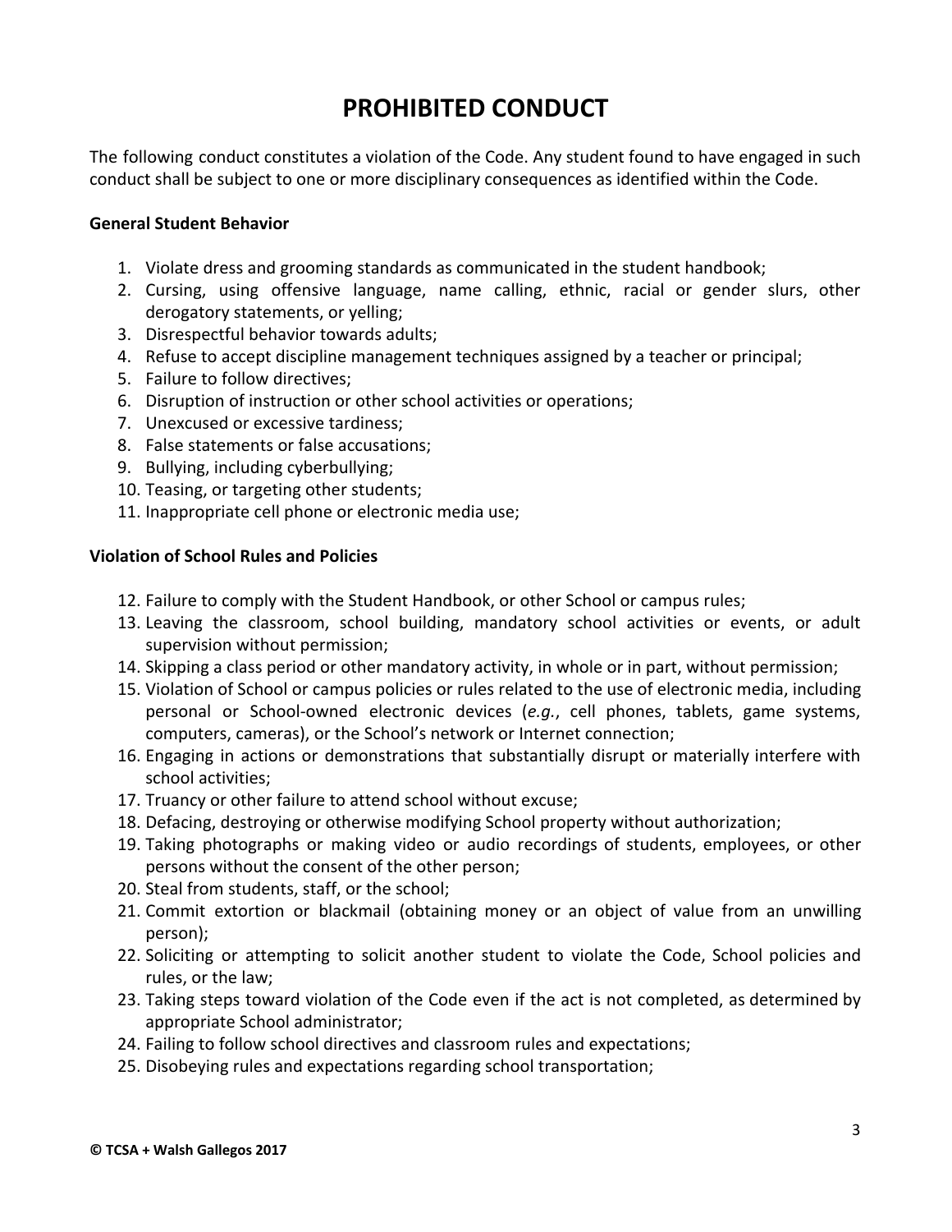# PROHIBITED CONDUCT

The following conduct constitutes a violation of the Code. Any student found to have engaged in such conduct shall be subject to one or more disciplinary consequences as identified within the Code.

**General Student Behavior**

1. Violate dress and grooming standards as communicated in the student handbook;
2. Cursing, using offensive language, name calling, ethnic, racial or gender slurs, other derogatory statements, or yelling;
3. Disrespectful behavior towards adults;
4. Refuse to accept discipline management techniques assigned by a teacher or principal;
5. Failure to follow directives;
6. Disruption of instruction or other school activities or operations;
7. Unexcused or excessive tardiness;
8. False statements or false accusations;
9. Bullying, including cyberbullying;
10. Teasing, or targeting other students;
11. Inappropriate cell phone or electronic media use;

**Violation of School Rules and Policies**

12. Failure to comply with the Student Handbook, or other School or campus rules;
13. Leaving the classroom, school building, mandatory school activities or events, or adult supervision without permission;
14. Skipping a class period or other mandatory activity, in whole or in part, without permission;
15. Violation of School or campus policies or rules related to the use of electronic media, including personal or School-owned electronic devices (*e.g.*, cell phones, tablets, game systems, computers, cameras), or the School's network or Internet connection;
16. Engaging in actions or demonstrations that substantially disrupt or materially interfere with school activities;
17. Truancy or other failure to attend school without excuse;
18. Defacing, destroying or otherwise modifying School property without authorization;
19. Taking photographs or making video or audio recordings of students, employees, or other persons without the consent of the other person;
20. Steal from students, staff, or the school;
21. Commit extortion or blackmail (obtaining money or an object of value from an unwilling person);
22. Soliciting or attempting to solicit another student to violate the Code, School policies and rules, or the law;
23. Taking steps toward violation of the Code even if the act is not completed, as determined by appropriate School administrator;
24. Failing to follow school directives and classroom rules and expectations;
25. Disobeying rules and expectations regarding school transportation;

**© TCSA + Walsh Gallegos 2017**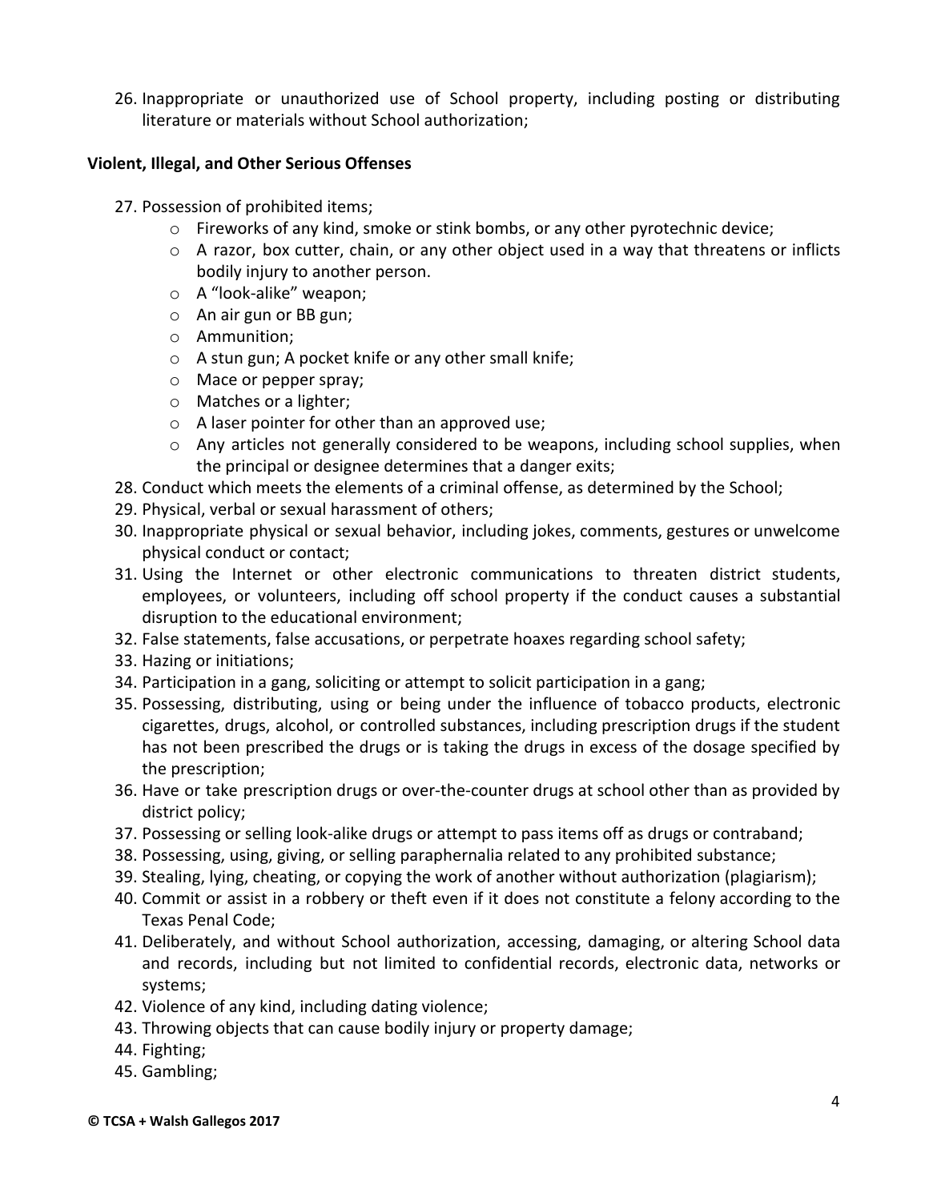26. Inappropriate or unauthorized use of School property, including posting or distributing literature or materials without School authorization;

**Violent, Illegal, and Other Serious Offenses**

27. Possession of prohibited items;
    - Fireworks of any kind, smoke or stink bombs, or any other pyrotechnic device;
    - A razor, box cutter, chain, or any other object used in a way that threatens or inflicts bodily injury to another person.
    - A "look-alike" weapon;
    - An air gun or BB gun;
    - Ammunition;
    - A stun gun; A pocket knife or any other small knife;
    - Mace or pepper spray;
    - Matches or a lighter;
    - A laser pointer for other than an approved use;
    - Any articles not generally considered to be weapons, including school supplies, when the principal or designee determines that a danger exits;
28. Conduct which meets the elements of a criminal offense, as determined by the School;
29. Physical, verbal or sexual harassment of others;
30. Inappropriate physical or sexual behavior, including jokes, comments, gestures or unwelcome physical conduct or contact;
31. Using the Internet or other electronic communications to threaten district students, employees, or volunteers, including off school property if the conduct causes a substantial disruption to the educational environment;
32. False statements, false accusations, or perpetrate hoaxes regarding school safety;
33. Hazing or initiations;
34. Participation in a gang, soliciting or attempt to solicit participation in a gang;
35. Possessing, distributing, using or being under the influence of tobacco products, electronic cigarettes, drugs, alcohol, or controlled substances, including prescription drugs if the student has not been prescribed the drugs or is taking the drugs in excess of the dosage specified by the prescription;
36. Have or take prescription drugs or over-the-counter drugs at school other than as provided by district policy;
37. Possessing or selling look-alike drugs or attempt to pass items off as drugs or contraband;
38. Possessing, using, giving, or selling paraphernalia related to any prohibited substance;
39. Stealing, lying, cheating, or copying the work of another without authorization (plagiarism);
40. Commit or assist in a robbery or theft even if it does not constitute a felony according to the Texas Penal Code;
41. Deliberately, and without School authorization, accessing, damaging, or altering School data and records, including but not limited to confidential records, electronic data, networks or systems;
42. Violence of any kind, including dating violence;
43. Throwing objects that can cause bodily injury or property damage;
44. Fighting;
45. Gambling;

**© TCSA + Walsh Gallegos 2017**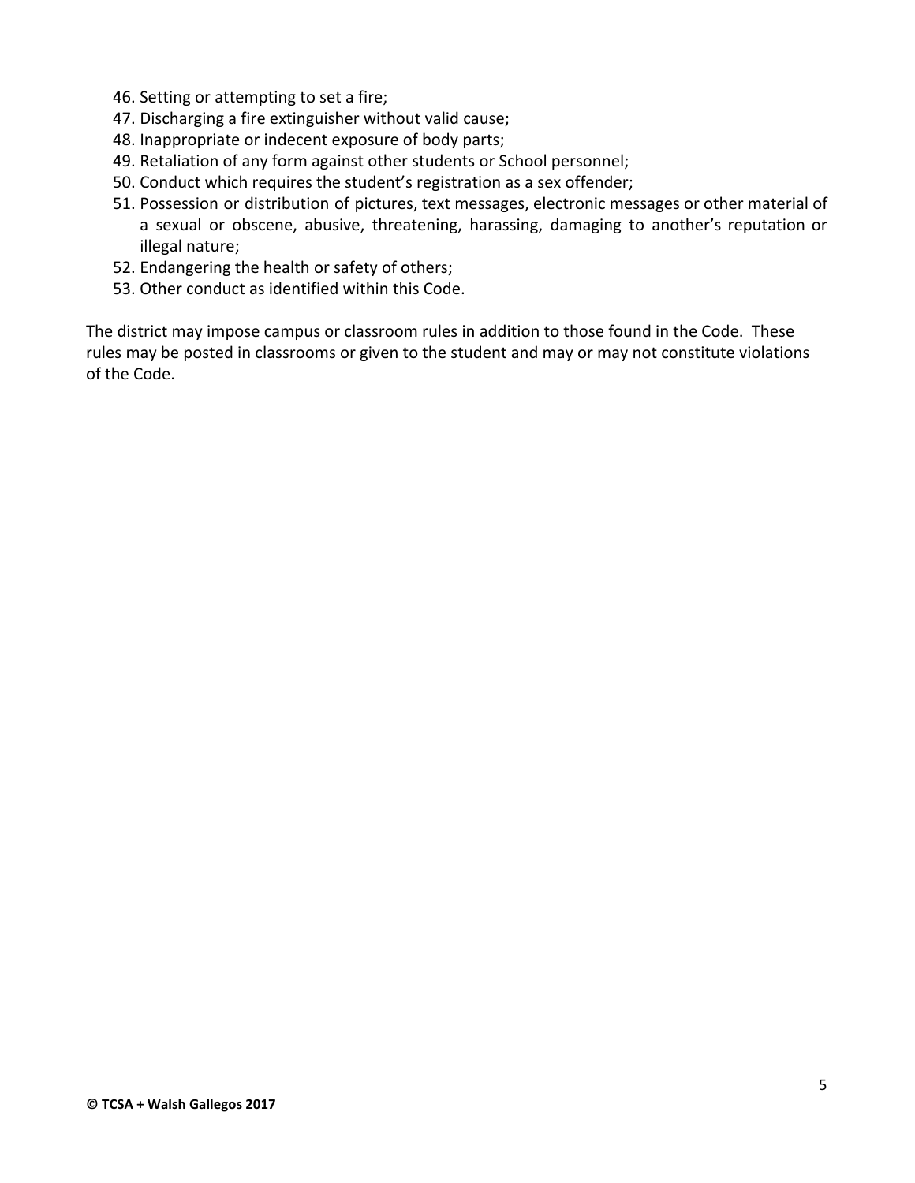46. Setting or attempting to set a fire;
47. Discharging a fire extinguisher without valid cause;
48. Inappropriate or indecent exposure of body parts;
49. Retaliation of any form against other students or School personnel;
50. Conduct which requires the student's registration as a sex offender;
51. Possession or distribution of pictures, text messages, electronic messages or other material of a sexual or obscene, abusive, threatening, harassing, damaging to another's reputation or illegal nature;
52. Endangering the health or safety of others;
53. Other conduct as identified within this Code.

The district may impose campus or classroom rules in addition to those found in the Code. These rules may be posted in classrooms or given to the student and may or may not constitute violations of the Code.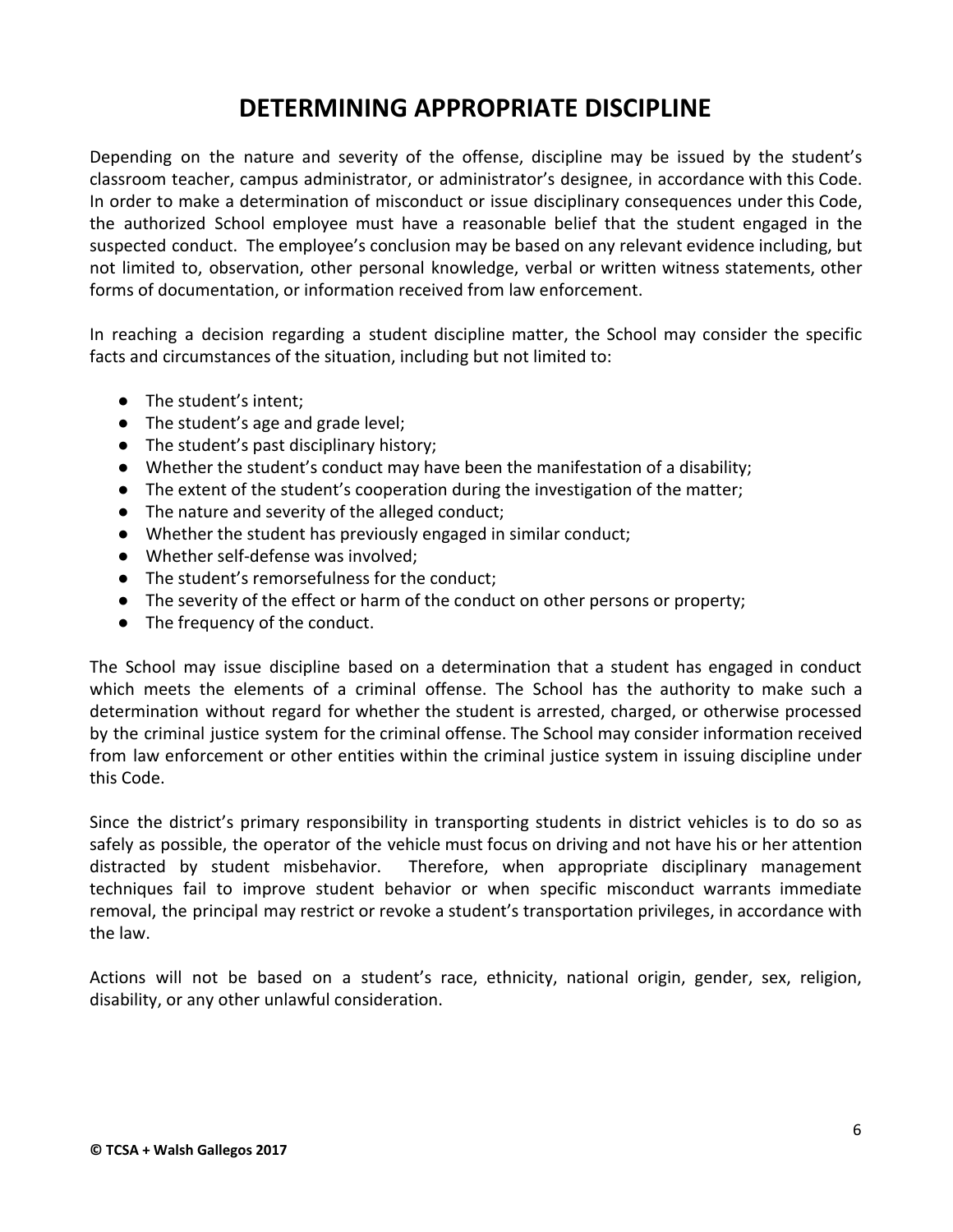# DETERMINING APPROPRIATE DISCIPLINE

Depending on the nature and severity of the offense, discipline may be issued by the student's classroom teacher, campus administrator, or administrator's designee, in accordance with this Code. In order to make a determination of misconduct or issue disciplinary consequences under this Code, the authorized School employee must have a reasonable belief that the student engaged in the suspected conduct. The employee's conclusion may be based on any relevant evidence including, but not limited to, observation, other personal knowledge, verbal or written witness statements, other forms of documentation, or information received from law enforcement.

In reaching a decision regarding a student discipline matter, the School may consider the specific facts and circumstances of the situation, including but not limited to:

- The student's intent;
- The student's age and grade level;
- The student's past disciplinary history;
- Whether the student's conduct may have been the manifestation of a disability;
- The extent of the student's cooperation during the investigation of the matter;
- The nature and severity of the alleged conduct;
- Whether the student has previously engaged in similar conduct;
- Whether self-defense was involved;
- The student's remorsefulness for the conduct;
- The severity of the effect or harm of the conduct on other persons or property;
- The frequency of the conduct.

The School may issue discipline based on a determination that a student has engaged in conduct which meets the elements of a criminal offense. The School has the authority to make such a determination without regard for whether the student is arrested, charged, or otherwise processed by the criminal justice system for the criminal offense. The School may consider information received from law enforcement or other entities within the criminal justice system in issuing discipline under this Code.

Since the district's primary responsibility in transporting students in district vehicles is to do so as safely as possible, the operator of the vehicle must focus on driving and not have his or her attention distracted by student misbehavior. Therefore, when appropriate disciplinary management techniques fail to improve student behavior or when specific misconduct warrants immediate removal, the principal may restrict or revoke a student's transportation privileges, in accordance with the law.

Actions will not be based on a student's race, ethnicity, national origin, gender, sex, religion, disability, or any other unlawful consideration.

**© TCSA + Walsh Gallegos 2017**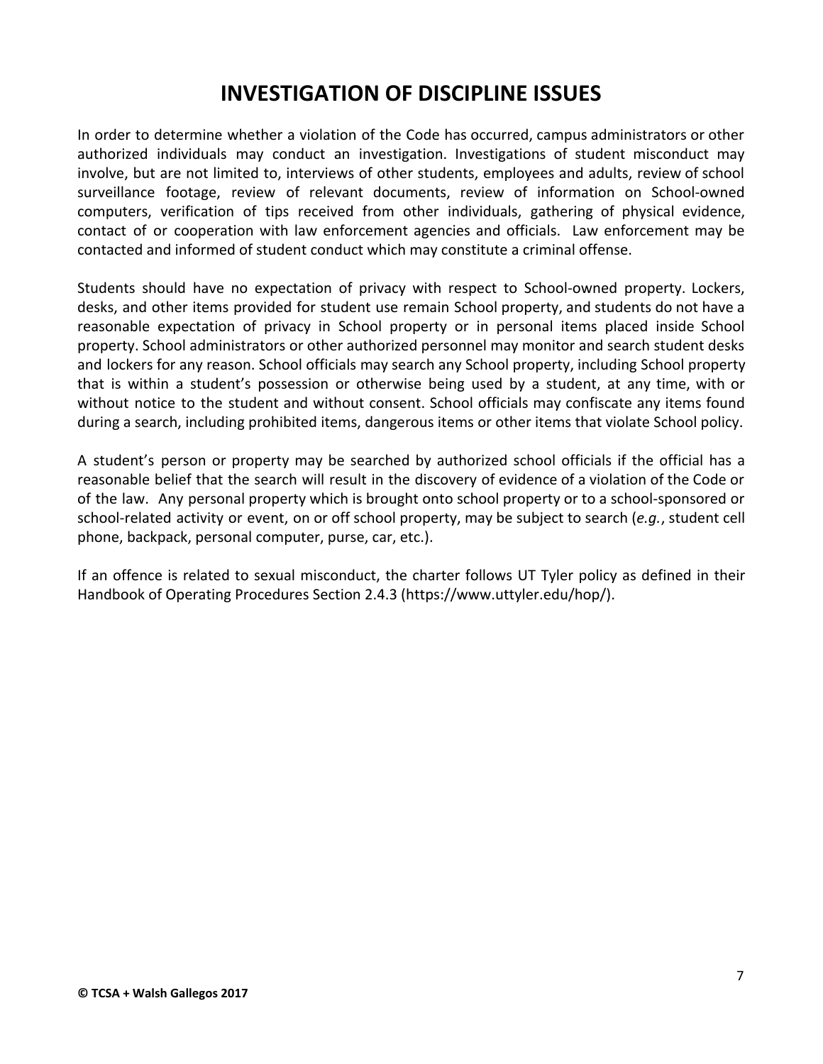# INVESTIGATION OF DISCIPLINE ISSUES

In order to determine whether a violation of the Code has occurred, campus administrators or other authorized individuals may conduct an investigation. Investigations of student misconduct may involve, but are not limited to, interviews of other students, employees and adults, review of school surveillance footage, review of relevant documents, review of information on School-owned computers, verification of tips received from other individuals, gathering of physical evidence, contact of or cooperation with law enforcement agencies and officials. Law enforcement may be contacted and informed of student conduct which may constitute a criminal offense.

Students should have no expectation of privacy with respect to School-owned property. Lockers, desks, and other items provided for student use remain School property, and students do not have a reasonable expectation of privacy in School property or in personal items placed inside School property. School administrators or other authorized personnel may monitor and search student desks and lockers for any reason. School officials may search any School property, including School property that is within a student's possession or otherwise being used by a student, at any time, with or without notice to the student and without consent. School officials may confiscate any items found during a search, including prohibited items, dangerous items or other items that violate School policy.

A student's person or property may be searched by authorized school officials if the official has a reasonable belief that the search will result in the discovery of evidence of a violation of the Code or of the law. Any personal property which is brought onto school property or to a school-sponsored or school-related activity or event, on or off school property, may be subject to search (*e.g.*, student cell phone, backpack, personal computer, purse, car, etc.).

If an offence is related to sexual misconduct, the charter follows UT Tyler policy as defined in their Handbook of Operating Procedures Section 2.4.3 (https://www.uttyler.edu/hop/).

**© TCSA + Walsh Gallegos 2017**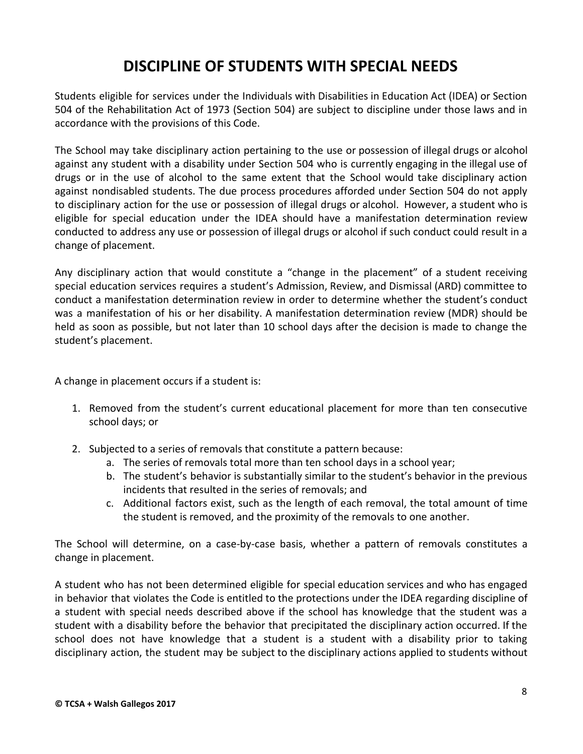# DISCIPLINE OF STUDENTS WITH SPECIAL NEEDS

Students eligible for services under the Individuals with Disabilities in Education Act (IDEA) or Section 504 of the Rehabilitation Act of 1973 (Section 504) are subject to discipline under those laws and in accordance with the provisions of this Code.

The School may take disciplinary action pertaining to the use or possession of illegal drugs or alcohol against any student with a disability under Section 504 who is currently engaging in the illegal use of drugs or in the use of alcohol to the same extent that the School would take disciplinary action against nondisabled students. The due process procedures afforded under Section 504 do not apply to disciplinary action for the use or possession of illegal drugs or alcohol. However, a student who is eligible for special education under the IDEA should have a manifestation determination review conducted to address any use or possession of illegal drugs or alcohol if such conduct could result in a change of placement.

Any disciplinary action that would constitute a "change in the placement" of a student receiving special education services requires a student's Admission, Review, and Dismissal (ARD) committee to conduct a manifestation determination review in order to determine whether the student's conduct was a manifestation of his or her disability. A manifestation determination review (MDR) should be held as soon as possible, but not later than 10 school days after the decision is made to change the student's placement.

A change in placement occurs if a student is:

1. Removed from the student's current educational placement for more than ten consecutive school days; or
2. Subjected to a series of removals that constitute a pattern because:
   a. The series of removals total more than ten school days in a school year;
   b. The student's behavior is substantially similar to the student's behavior in the previous incidents that resulted in the series of removals; and
   c. Additional factors exist, such as the length of each removal, the total amount of time the student is removed, and the proximity of the removals to one another.

The School will determine, on a case-by-case basis, whether a pattern of removals constitutes a change in placement.

A student who has not been determined eligible for special education services and who has engaged in behavior that violates the Code is entitled to the protections under the IDEA regarding discipline of a student with special needs described above if the school has knowledge that the student was a student with a disability before the behavior that precipitated the disciplinary action occurred. If the school does not have knowledge that a student is a student with a disability prior to taking disciplinary action, the student may be subject to the disciplinary actions applied to students without

© TCSA + Walsh Gallegos 2017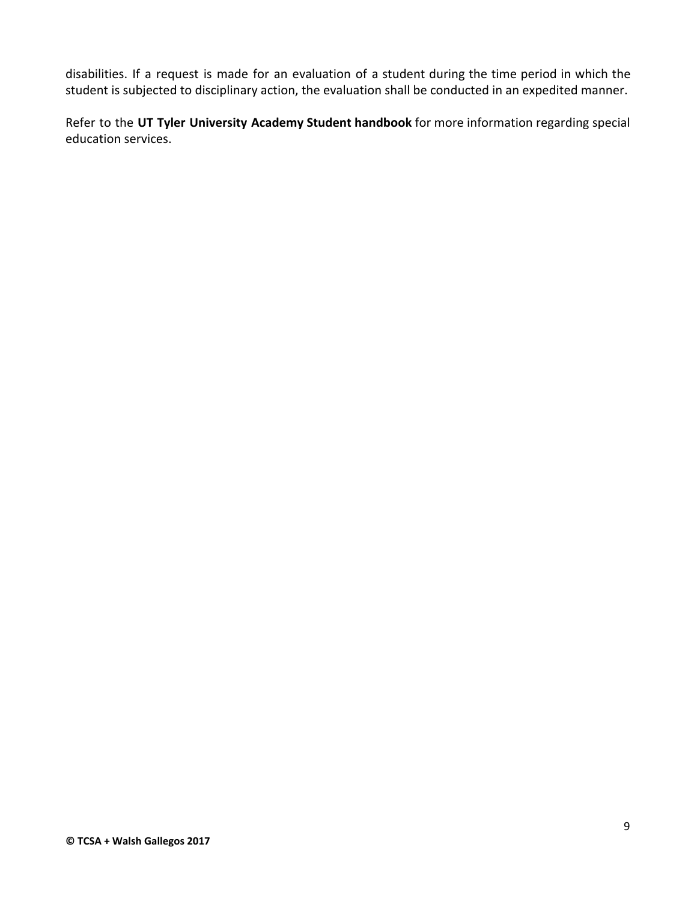disabilities. If a request is made for an evaluation of a student during the time period in which the student is subjected to disciplinary action, the evaluation shall be conducted in an expedited manner.

Refer to the **UT Tyler University Academy Student handbook** for more information regarding special education services.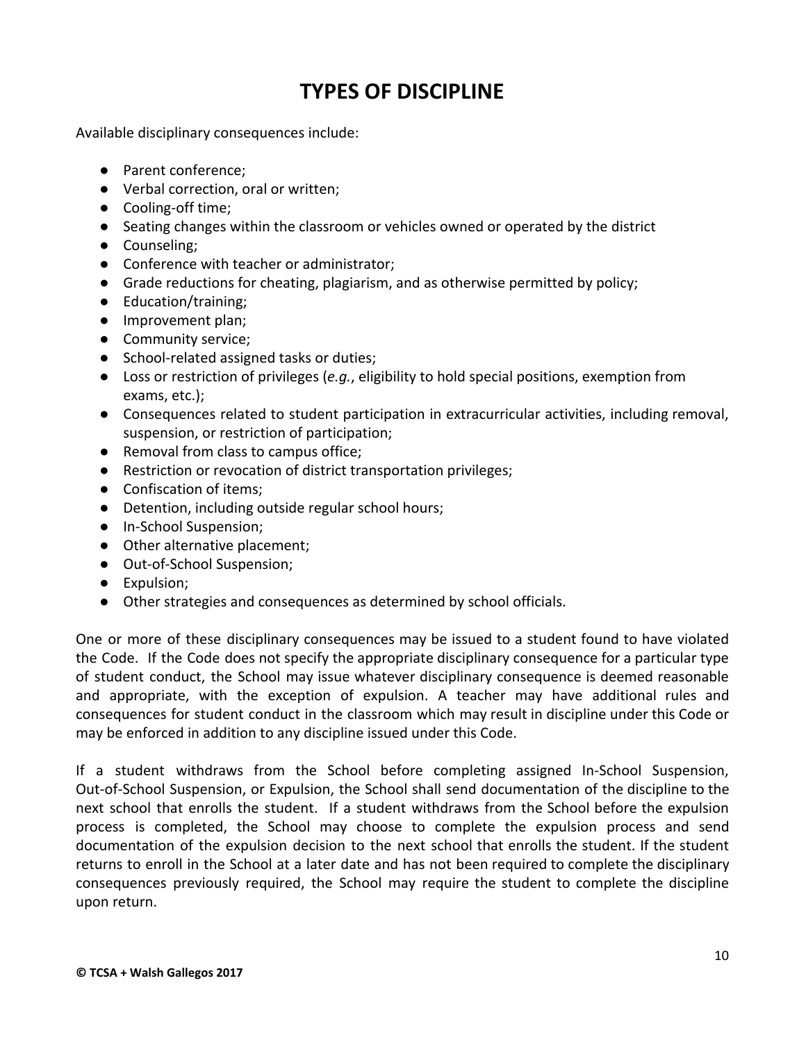# TYPES OF DISCIPLINE

Available disciplinary consequences include:

- Parent conference;
- Verbal correction, oral or written;
- Cooling-off time;
- Seating changes within the classroom or vehicles owned or operated by the district
- Counseling;
- Conference with teacher or administrator;
- Grade reductions for cheating, plagiarism, and as otherwise permitted by policy;
- Education/training;
- Improvement plan;
- Community service;
- School-related assigned tasks or duties;
- Loss or restriction of privileges (*e.g.*, eligibility to hold special positions, exemption from exams, etc.);
- Consequences related to student participation in extracurricular activities, including removal, suspension, or restriction of participation;
- Removal from class to campus office;
- Restriction or revocation of district transportation privileges;
- Confiscation of items;
- Detention, including outside regular school hours;
- In-School Suspension;
- Other alternative placement;
- Out-of-School Suspension;
- Expulsion;
- Other strategies and consequences as determined by school officials.

One or more of these disciplinary consequences may be issued to a student found to have violated the Code. If the Code does not specify the appropriate disciplinary consequence for a particular type of student conduct, the School may issue whatever disciplinary consequence is deemed reasonable and appropriate, with the exception of expulsion. A teacher may have additional rules and consequences for student conduct in the classroom which may result in discipline under this Code or may be enforced in addition to any discipline issued under this Code.

If a student withdraws from the School before completing assigned In-School Suspension, Out-of-School Suspension, or Expulsion, the School shall send documentation of the discipline to the next school that enrolls the student. If a student withdraws from the School before the expulsion process is completed, the School may choose to complete the expulsion process and send documentation of the expulsion decision to the next school that enrolls the student. If the student returns to enroll in the School at a later date and has not been required to complete the disciplinary consequences previously required, the School may require the student to complete the discipline upon return.

**© TCSA + Walsh Gallegos 2017**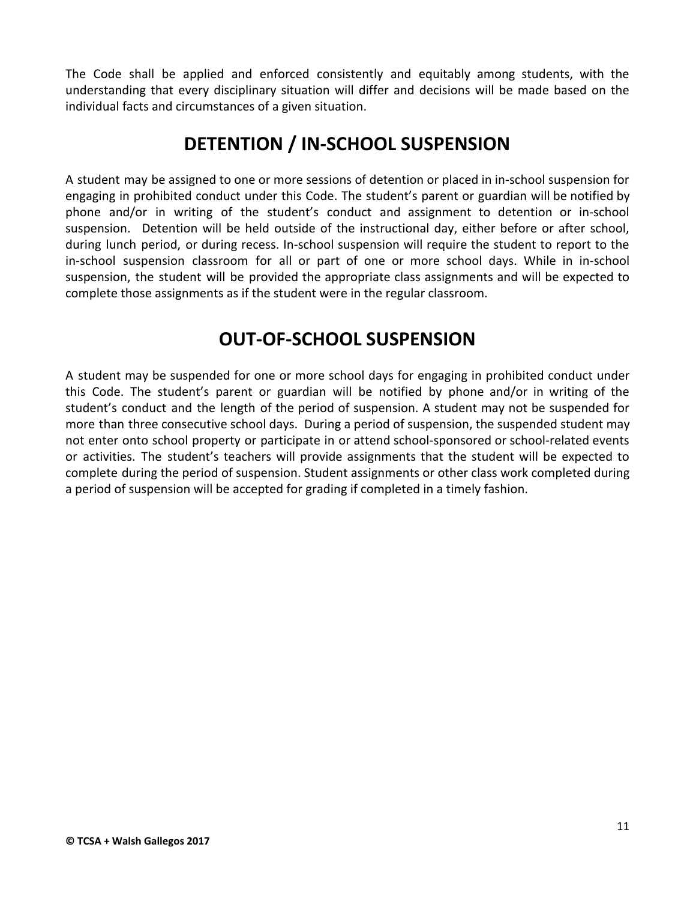The Code shall be applied and enforced consistently and equitably among students, with the understanding that every disciplinary situation will differ and decisions will be made based on the individual facts and circumstances of a given situation.

# DETENTION / IN-SCHOOL SUSPENSION

A student may be assigned to one or more sessions of detention or placed in in-school suspension for engaging in prohibited conduct under this Code. The student's parent or guardian will be notified by phone and/or in writing of the student's conduct and assignment to detention or in-school suspension. Detention will be held outside of the instructional day, either before or after school, during lunch period, or during recess. In-school suspension will require the student to report to the in-school suspension classroom for all or part of one or more school days. While in in-school suspension, the student will be provided the appropriate class assignments and will be expected to complete those assignments as if the student were in the regular classroom.

# OUT-OF-SCHOOL SUSPENSION

A student may be suspended for one or more school days for engaging in prohibited conduct under this Code. The student's parent or guardian will be notified by phone and/or in writing of the student's conduct and the length of the period of suspension. A student may not be suspended for more than three consecutive school days. During a period of suspension, the suspended student may not enter onto school property or participate in or attend school-sponsored or school-related events or activities. The student's teachers will provide assignments that the student will be expected to complete during the period of suspension. Student assignments or other class work completed during a period of suspension will be accepted for grading if completed in a timely fashion.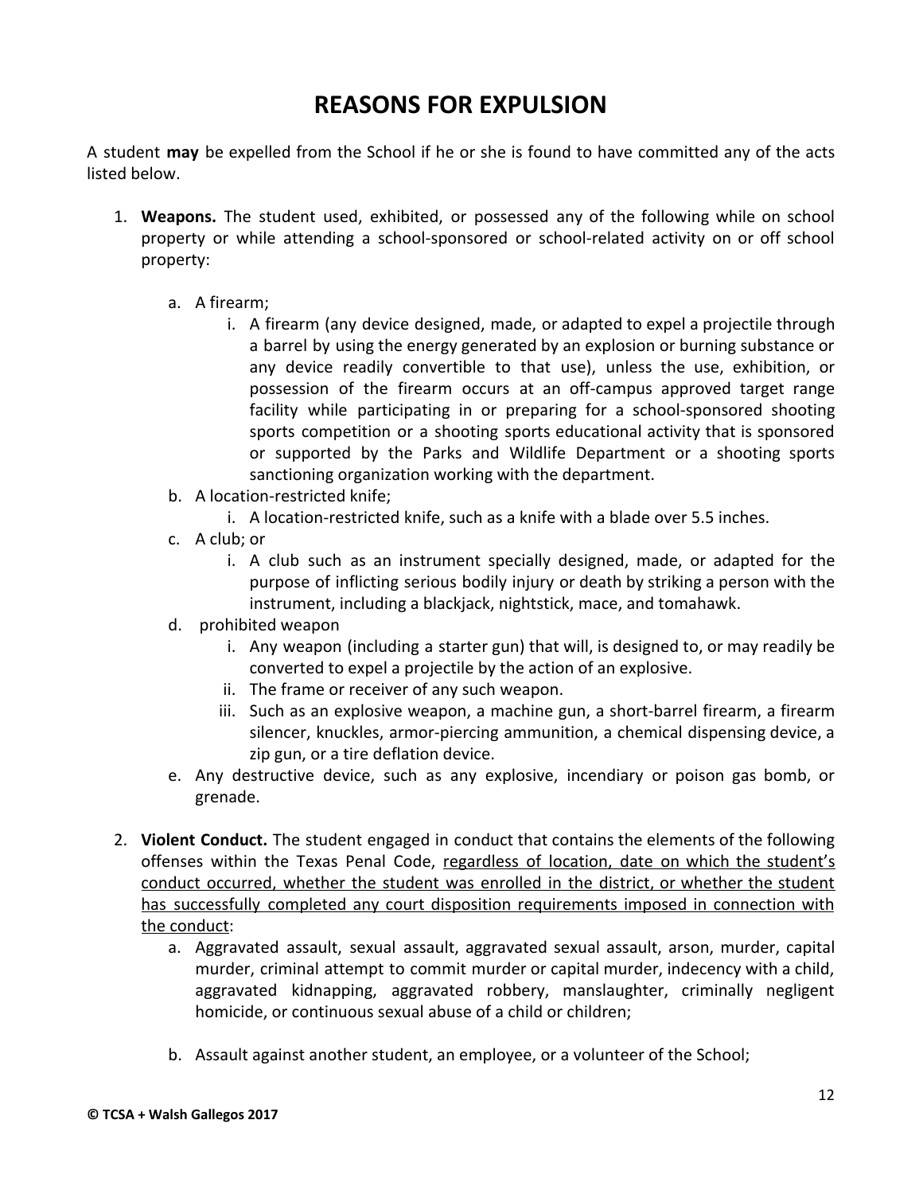# REASONS FOR EXPULSION

A student **may** be expelled from the School if he or she is found to have committed any of the acts listed below.

1. **Weapons.** The student used, exhibited, or possessed any of the following while on school property or while attending a school-sponsored or school-related activity on or off school property:

    a. A firearm;
        i. A firearm (any device designed, made, or adapted to expel a projectile through a barrel by using the energy generated by an explosion or burning substance or any device readily convertible to that use), unless the use, exhibition, or possession of the firearm occurs at an off-campus approved target range facility while participating in or preparing for a school-sponsored shooting sports competition or a shooting sports educational activity that is sponsored or supported by the Parks and Wildlife Department or a shooting sports sanctioning organization working with the department.

    b. A location-restricted knife;
        i. A location-restricted knife, such as a knife with a blade over 5.5 inches.

    c. A club; or
        i. A club such as an instrument specially designed, made, or adapted for the purpose of inflicting serious bodily injury or death by striking a person with the instrument, including a blackjack, nightstick, mace, and tomahawk.

    d. prohibited weapon
        i. Any weapon (including a starter gun) that will, is designed to, or may readily be converted to expel a projectile by the action of an explosive.
        ii. The frame or receiver of any such weapon.
        iii. Such as an explosive weapon, a machine gun, a short-barrel firearm, a firearm silencer, knuckles, armor-piercing ammunition, a chemical dispensing device, a zip gun, or a tire deflation device.

    e. Any destructive device, such as any explosive, incendiary or poison gas bomb, or grenade.

2. **Violent Conduct.** The student engaged in conduct that contains the elements of the following offenses within the Texas Penal Code, <u>regardless of location, date on which the student's conduct occurred, whether the student was enrolled in the district, or whether the student has successfully completed any court disposition requirements imposed in connection with the conduct</u>:

    a. Aggravated assault, sexual assault, aggravated sexual assault, arson, murder, capital murder, criminal attempt to commit murder or capital murder, indecency with a child, aggravated kidnapping, aggravated robbery, manslaughter, criminally negligent homicide, or continuous sexual abuse of a child or children;

    b. Assault against another student, an employee, or a volunteer of the School;

**© TCSA + Walsh Gallegos 2017**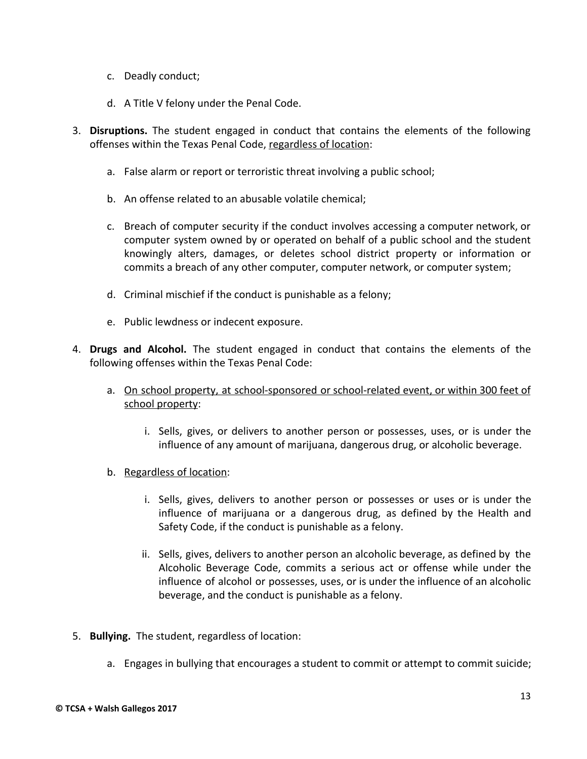c. Deadly conduct;

d. A Title V felony under the Penal Code.

3. **Disruptions.** The student engaged in conduct that contains the elements of the following offenses within the Texas Penal Code, <u>regardless of location</u>:

    a. False alarm or report or terroristic threat involving a public school;

    b. An offense related to an abusable volatile chemical;

    c. Breach of computer security if the conduct involves accessing a computer network, or computer system owned by or operated on behalf of a public school and the student knowingly alters, damages, or deletes school district property or information or commits a breach of any other computer, computer network, or computer system;

    d. Criminal mischief if the conduct is punishable as a felony;

    e. Public lewdness or indecent exposure.

4. **Drugs and Alcohol.** The student engaged in conduct that contains the elements of the following offenses within the Texas Penal Code:

    a. <u>On school property, at school-sponsored or school-related event, or within 300 feet of school property</u>:

        i. Sells, gives, or delivers to another person or possesses, uses, or is under the influence of any amount of marijuana, dangerous drug, or alcoholic beverage.

    b. <u>Regardless of location</u>:

        i. Sells, gives, delivers to another person or possesses or uses or is under the influence of marijuana or a dangerous drug, as defined by the Health and Safety Code, if the conduct is punishable as a felony.

        ii. Sells, gives, delivers to another person an alcoholic beverage, as defined by the Alcoholic Beverage Code, commits a serious act or offense while under the influence of alcohol or possesses, uses, or is under the influence of an alcoholic beverage, and the conduct is punishable as a felony.

5. **Bullying.** The student, regardless of location:

    a. Engages in bullying that encourages a student to commit or attempt to commit suicide;

**© TCSA + Walsh Gallegos 2017**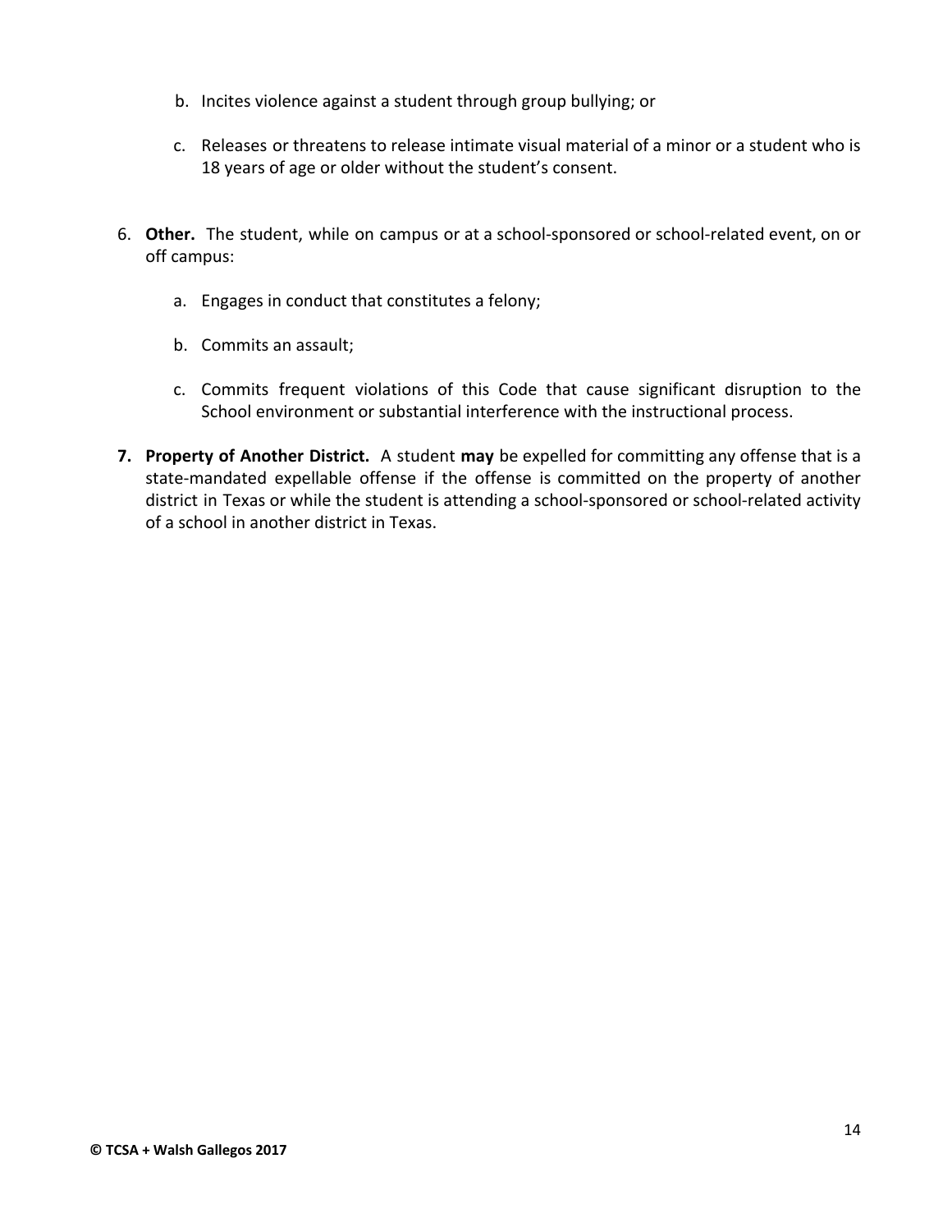b. Incites violence against a student through group bullying; or

c. Releases or threatens to release intimate visual material of a minor or a student who is 18 years of age or older without the student's consent.

6. **Other.** The student, while on campus or at a school-sponsored or school-related event, on or off campus:

   a. Engages in conduct that constitutes a felony;

   b. Commits an assault;

   c. Commits frequent violations of this Code that cause significant disruption to the School environment or substantial interference with the instructional process.

7. **Property of Another District.** A student **may** be expelled for committing any offense that is a state-mandated expellable offense if the offense is committed on the property of another district in Texas or while the student is attending a school-sponsored or school-related activity of a school in another district in Texas.

**© TCSA + Walsh Gallegos 2017**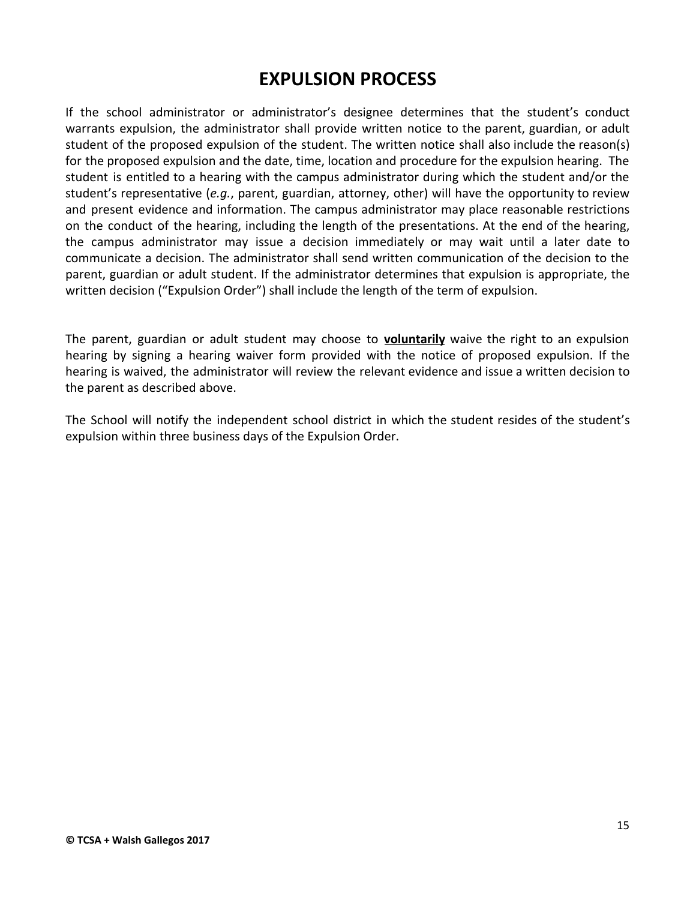# EXPULSION PROCESS

If the school administrator or administrator's designee determines that the student's conduct warrants expulsion, the administrator shall provide written notice to the parent, guardian, or adult student of the proposed expulsion of the student. The written notice shall also include the reason(s) for the proposed expulsion and the date, time, location and procedure for the expulsion hearing. The student is entitled to a hearing with the campus administrator during which the student and/or the student's representative (*e.g.*, parent, guardian, attorney, other) will have the opportunity to review and present evidence and information. The campus administrator may place reasonable restrictions on the conduct of the hearing, including the length of the presentations. At the end of the hearing, the campus administrator may issue a decision immediately or may wait until a later date to communicate a decision. The administrator shall send written communication of the decision to the parent, guardian or adult student. If the administrator determines that expulsion is appropriate, the written decision ("Expulsion Order") shall include the length of the term of expulsion.

The parent, guardian or adult student may choose to **voluntarily** waive the right to an expulsion hearing by signing a hearing waiver form provided with the notice of proposed expulsion. If the hearing is waived, the administrator will review the relevant evidence and issue a written decision to the parent as described above.

The School will notify the independent school district in which the student resides of the student's expulsion within three business days of the Expulsion Order.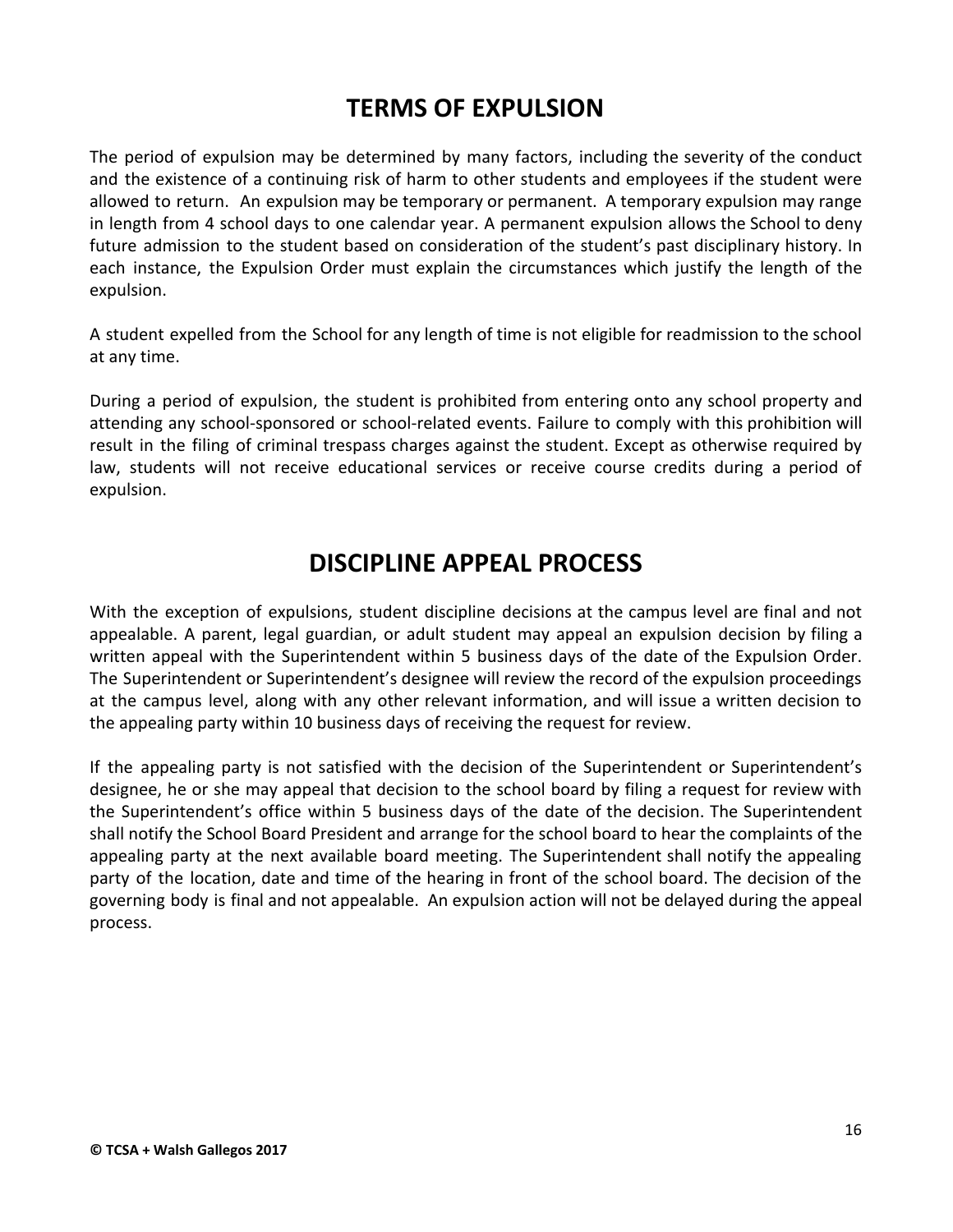# TERMS OF EXPULSION

The period of expulsion may be determined by many factors, including the severity of the conduct and the existence of a continuing risk of harm to other students and employees if the student were allowed to return. An expulsion may be temporary or permanent. A temporary expulsion may range in length from 4 school days to one calendar year. A permanent expulsion allows the School to deny future admission to the student based on consideration of the student's past disciplinary history. In each instance, the Expulsion Order must explain the circumstances which justify the length of the expulsion.

A student expelled from the School for any length of time is not eligible for readmission to the school at any time.

During a period of expulsion, the student is prohibited from entering onto any school property and attending any school-sponsored or school-related events. Failure to comply with this prohibition will result in the filing of criminal trespass charges against the student. Except as otherwise required by law, students will not receive educational services or receive course credits during a period of expulsion.

# DISCIPLINE APPEAL PROCESS

With the exception of expulsions, student discipline decisions at the campus level are final and not appealable. A parent, legal guardian, or adult student may appeal an expulsion decision by filing a written appeal with the Superintendent within 5 business days of the date of the Expulsion Order. The Superintendent or Superintendent's designee will review the record of the expulsion proceedings at the campus level, along with any other relevant information, and will issue a written decision to the appealing party within 10 business days of receiving the request for review.

If the appealing party is not satisfied with the decision of the Superintendent or Superintendent's designee, he or she may appeal that decision to the school board by filing a request for review with the Superintendent's office within 5 business days of the date of the decision. The Superintendent shall notify the School Board President and arrange for the school board to hear the complaints of the appealing party at the next available board meeting. The Superintendent shall notify the appealing party of the location, date and time of the hearing in front of the school board. The decision of the governing body is final and not appealable. An expulsion action will not be delayed during the appeal process.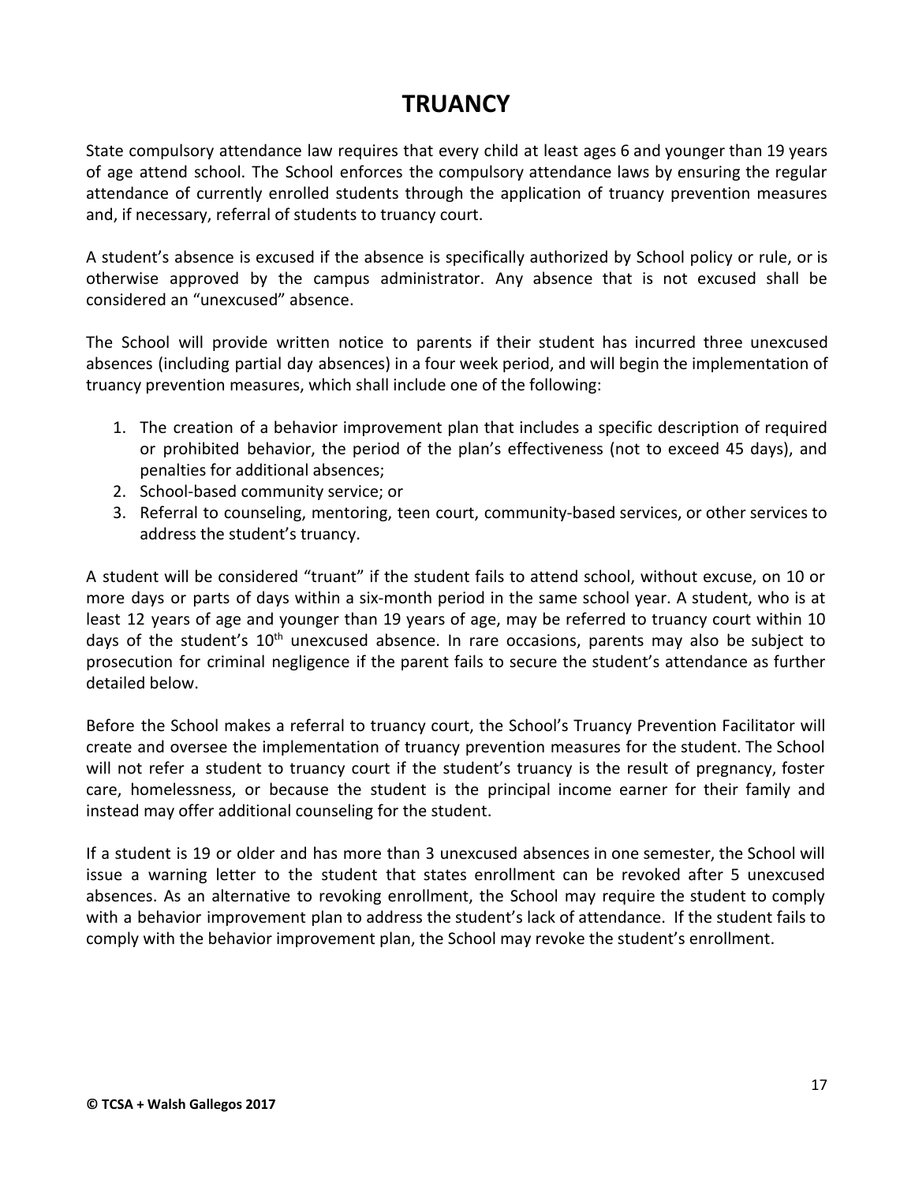# TRUANCY

State compulsory attendance law requires that every child at least ages 6 and younger than 19 years of age attend school. The School enforces the compulsory attendance laws by ensuring the regular attendance of currently enrolled students through the application of truancy prevention measures and, if necessary, referral of students to truancy court.

A student's absence is excused if the absence is specifically authorized by School policy or rule, or is otherwise approved by the campus administrator. Any absence that is not excused shall be considered an "unexcused" absence.

The School will provide written notice to parents if their student has incurred three unexcused absences (including partial day absences) in a four week period, and will begin the implementation of truancy prevention measures, which shall include one of the following:

1. The creation of a behavior improvement plan that includes a specific description of required or prohibited behavior, the period of the plan's effectiveness (not to exceed 45 days), and penalties for additional absences;
2. School-based community service; or
3. Referral to counseling, mentoring, teen court, community-based services, or other services to address the student's truancy.

A student will be considered "truant" if the student fails to attend school, without excuse, on 10 or more days or parts of days within a six-month period in the same school year. A student, who is at least 12 years of age and younger than 19 years of age, may be referred to truancy court within 10 days of the student's 10th unexcused absence. In rare occasions, parents may also be subject to prosecution for criminal negligence if the parent fails to secure the student's attendance as further detailed below.

Before the School makes a referral to truancy court, the School's Truancy Prevention Facilitator will create and oversee the implementation of truancy prevention measures for the student. The School will not refer a student to truancy court if the student's truancy is the result of pregnancy, foster care, homelessness, or because the student is the principal income earner for their family and instead may offer additional counseling for the student.

If a student is 19 or older and has more than 3 unexcused absences in one semester, the School will issue a warning letter to the student that states enrollment can be revoked after 5 unexcused absences. As an alternative to revoking enrollment, the School may require the student to comply with a behavior improvement plan to address the student's lack of attendance. If the student fails to comply with the behavior improvement plan, the School may revoke the student's enrollment.

**© TCSA + Walsh Gallegos 2017**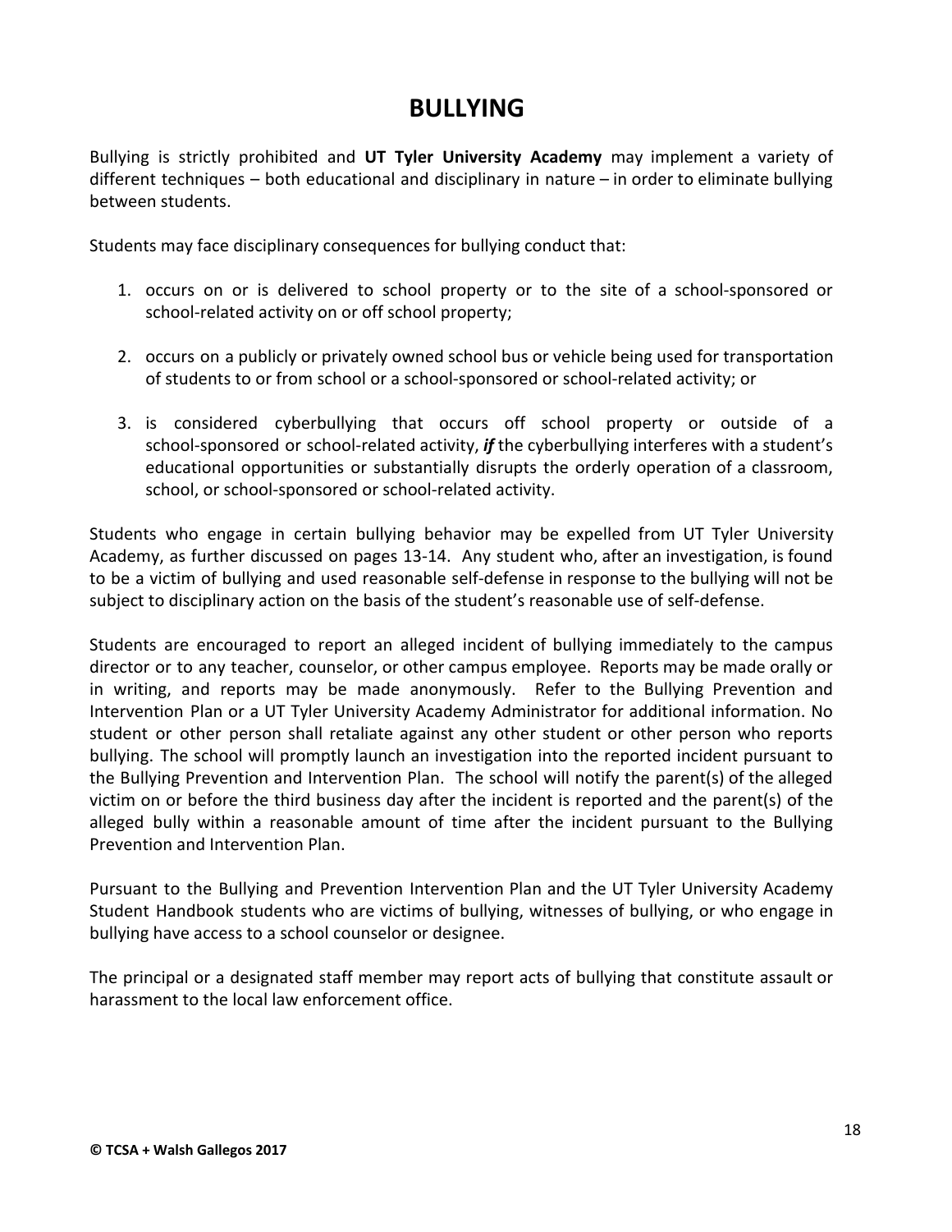# BULLYING

Bullying is strictly prohibited and **UT Tyler University Academy** may implement a variety of different techniques – both educational and disciplinary in nature – in order to eliminate bullying between students.

Students may face disciplinary consequences for bullying conduct that:

1. occurs on or is delivered to school property or to the site of a school-sponsored or school-related activity on or off school property;

2. occurs on a publicly or privately owned school bus or vehicle being used for transportation of students to or from school or a school-sponsored or school-related activity; or

3. is considered cyberbullying that occurs off school property or outside of a school-sponsored or school-related activity, ***if*** the cyberbullying interferes with a student's educational opportunities or substantially disrupts the orderly operation of a classroom, school, or school-sponsored or school-related activity.

Students who engage in certain bullying behavior may be expelled from UT Tyler University Academy, as further discussed on pages 13-14. Any student who, after an investigation, is found to be a victim of bullying and used reasonable self-defense in response to the bullying will not be subject to disciplinary action on the basis of the student's reasonable use of self-defense.

Students are encouraged to report an alleged incident of bullying immediately to the campus director or to any teacher, counselor, or other campus employee. Reports may be made orally or in writing, and reports may be made anonymously. Refer to the Bullying Prevention and Intervention Plan or a UT Tyler University Academy Administrator for additional information. No student or other person shall retaliate against any other student or other person who reports bullying. The school will promptly launch an investigation into the reported incident pursuant to the Bullying Prevention and Intervention Plan. The school will notify the parent(s) of the alleged victim on or before the third business day after the incident is reported and the parent(s) of the alleged bully within a reasonable amount of time after the incident pursuant to the Bullying Prevention and Intervention Plan.

Pursuant to the Bullying and Prevention Intervention Plan and the UT Tyler University Academy Student Handbook students who are victims of bullying, witnesses of bullying, or who engage in bullying have access to a school counselor or designee.

The principal or a designated staff member may report acts of bullying that constitute assault or harassment to the local law enforcement office.

**© TCSA + Walsh Gallegos 2017**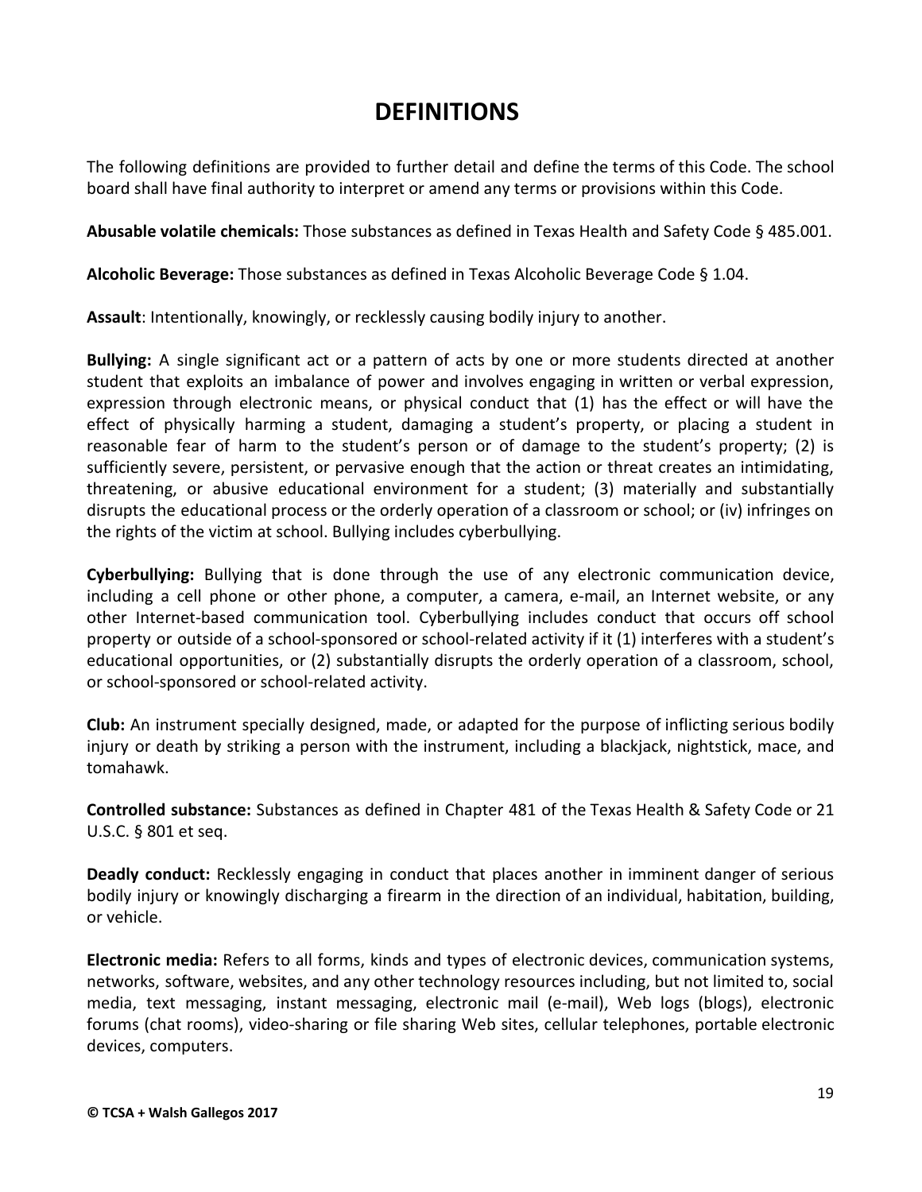# DEFINITIONS

The following definitions are provided to further detail and define the terms of this Code. The school board shall have final authority to interpret or amend any terms or provisions within this Code.

**Abusable volatile chemicals:** Those substances as defined in Texas Health and Safety Code § 485.001.

**Alcoholic Beverage:** Those substances as defined in Texas Alcoholic Beverage Code § 1.04.

**Assault**: Intentionally, knowingly, or recklessly causing bodily injury to another.

**Bullying:** A single significant act or a pattern of acts by one or more students directed at another student that exploits an imbalance of power and involves engaging in written or verbal expression, expression through electronic means, or physical conduct that (1) has the effect or will have the effect of physically harming a student, damaging a student's property, or placing a student in reasonable fear of harm to the student's person or of damage to the student's property; (2) is sufficiently severe, persistent, or pervasive enough that the action or threat creates an intimidating, threatening, or abusive educational environment for a student; (3) materially and substantially disrupts the educational process or the orderly operation of a classroom or school; or (iv) infringes on the rights of the victim at school. Bullying includes cyberbullying.

**Cyberbullying:** Bullying that is done through the use of any electronic communication device, including a cell phone or other phone, a computer, a camera, e-mail, an Internet website, or any other Internet-based communication tool. Cyberbullying includes conduct that occurs off school property or outside of a school-sponsored or school-related activity if it (1) interferes with a student's educational opportunities, or (2) substantially disrupts the orderly operation of a classroom, school, or school-sponsored or school-related activity.

**Club:** An instrument specially designed, made, or adapted for the purpose of inflicting serious bodily injury or death by striking a person with the instrument, including a blackjack, nightstick, mace, and tomahawk.

**Controlled substance:** Substances as defined in Chapter 481 of the Texas Health & Safety Code or 21 U.S.C. § 801 et seq.

**Deadly conduct:** Recklessly engaging in conduct that places another in imminent danger of serious bodily injury or knowingly discharging a firearm in the direction of an individual, habitation, building, or vehicle.

**Electronic media:** Refers to all forms, kinds and types of electronic devices, communication systems, networks, software, websites, and any other technology resources including, but not limited to, social media, text messaging, instant messaging, electronic mail (e-mail), Web logs (blogs), electronic forums (chat rooms), video-sharing or file sharing Web sites, cellular telephones, portable electronic devices, computers.

**© TCSA + Walsh Gallegos 2017**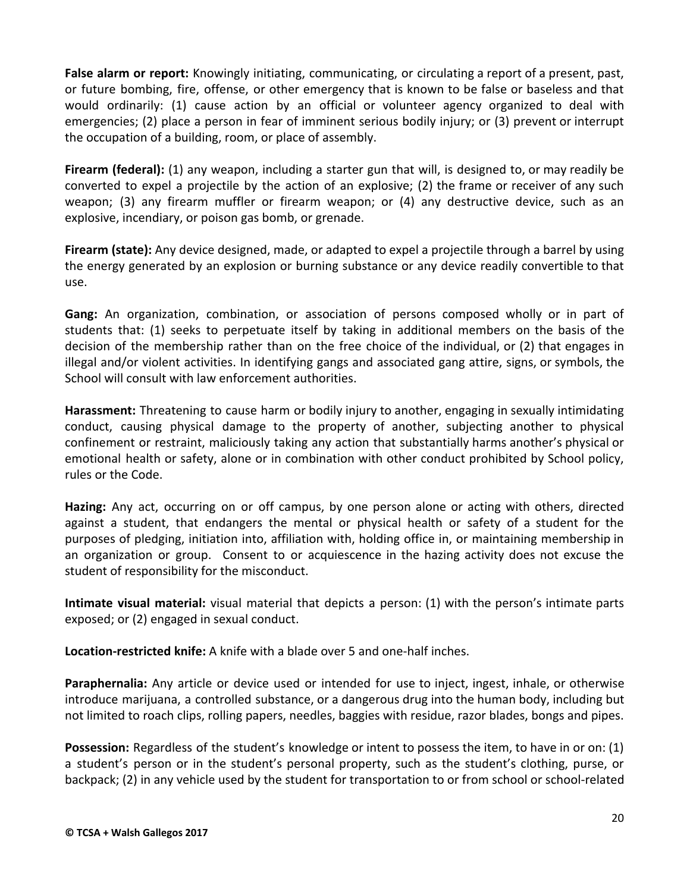**False alarm or report:** Knowingly initiating, communicating, or circulating a report of a present, past, or future bombing, fire, offense, or other emergency that is known to be false or baseless and that would ordinarily: (1) cause action by an official or volunteer agency organized to deal with emergencies; (2) place a person in fear of imminent serious bodily injury; or (3) prevent or interrupt the occupation of a building, room, or place of assembly.

**Firearm (federal):** (1) any weapon, including a starter gun that will, is designed to, or may readily be converted to expel a projectile by the action of an explosive; (2) the frame or receiver of any such weapon; (3) any firearm muffler or firearm weapon; or (4) any destructive device, such as an explosive, incendiary, or poison gas bomb, or grenade.

**Firearm (state):** Any device designed, made, or adapted to expel a projectile through a barrel by using the energy generated by an explosion or burning substance or any device readily convertible to that use.

**Gang:** An organization, combination, or association of persons composed wholly or in part of students that: (1) seeks to perpetuate itself by taking in additional members on the basis of the decision of the membership rather than on the free choice of the individual, or (2) that engages in illegal and/or violent activities. In identifying gangs and associated gang attire, signs, or symbols, the School will consult with law enforcement authorities.

**Harassment:** Threatening to cause harm or bodily injury to another, engaging in sexually intimidating conduct, causing physical damage to the property of another, subjecting another to physical confinement or restraint, maliciously taking any action that substantially harms another's physical or emotional health or safety, alone or in combination with other conduct prohibited by School policy, rules or the Code.

**Hazing:** Any act, occurring on or off campus, by one person alone or acting with others, directed against a student, that endangers the mental or physical health or safety of a student for the purposes of pledging, initiation into, affiliation with, holding office in, or maintaining membership in an organization or group. Consent to or acquiescence in the hazing activity does not excuse the student of responsibility for the misconduct.

**Intimate visual material:** visual material that depicts a person: (1) with the person's intimate parts exposed; or (2) engaged in sexual conduct.

**Location-restricted knife:** A knife with a blade over 5 and one-half inches.

**Paraphernalia:** Any article or device used or intended for use to inject, ingest, inhale, or otherwise introduce marijuana, a controlled substance, or a dangerous drug into the human body, including but not limited to roach clips, rolling papers, needles, baggies with residue, razor blades, bongs and pipes.

**Possession:** Regardless of the student's knowledge or intent to possess the item, to have in or on: (1) a student's person or in the student's personal property, such as the student's clothing, purse, or backpack; (2) in any vehicle used by the student for transportation to or from school or school-related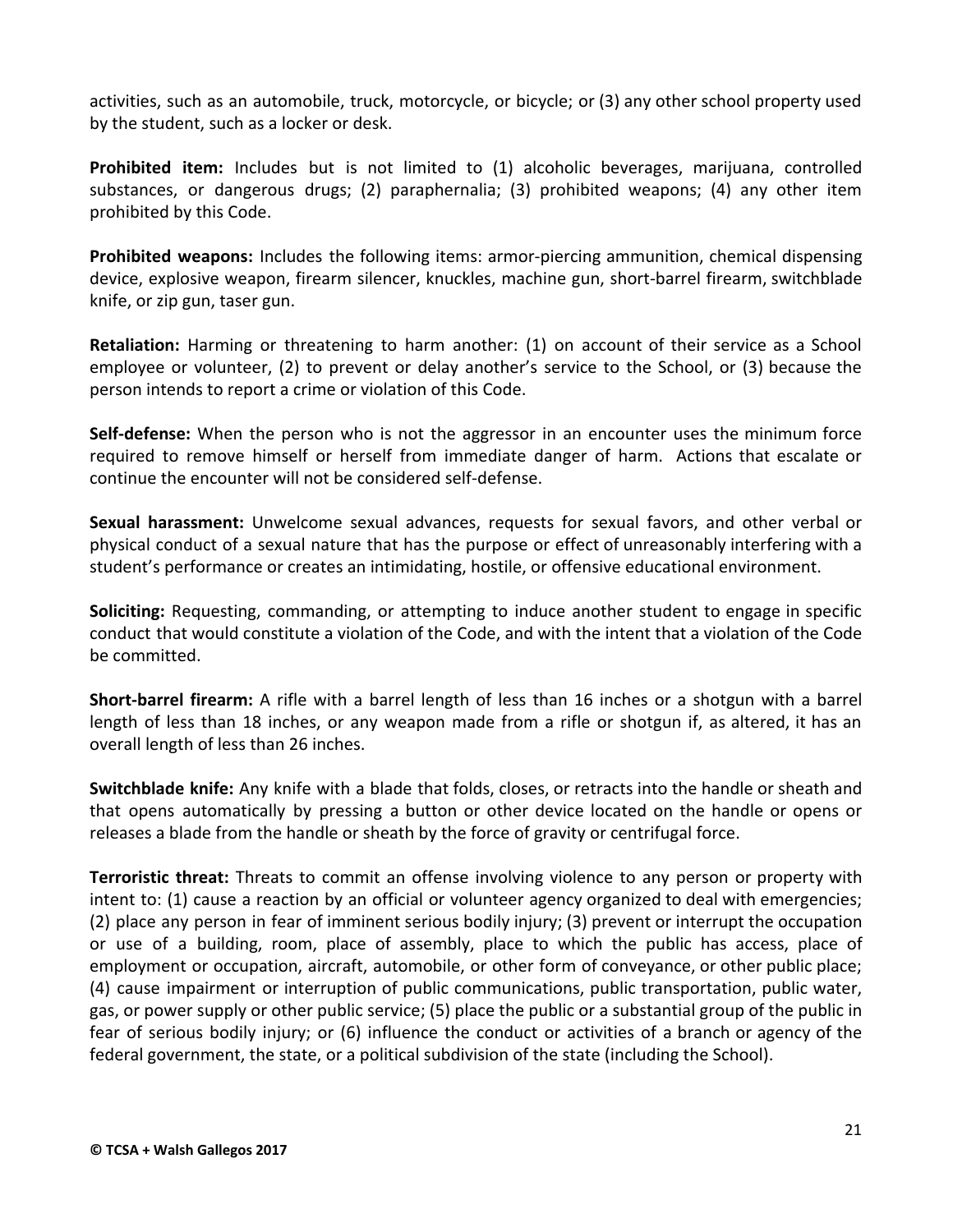activities, such as an automobile, truck, motorcycle, or bicycle; or (3) any other school property used by the student, such as a locker or desk.

**Prohibited item:** Includes but is not limited to (1) alcoholic beverages, marijuana, controlled substances, or dangerous drugs; (2) paraphernalia; (3) prohibited weapons; (4) any other item prohibited by this Code.

**Prohibited weapons:** Includes the following items: armor-piercing ammunition, chemical dispensing device, explosive weapon, firearm silencer, knuckles, machine gun, short-barrel firearm, switchblade knife, or zip gun, taser gun.

**Retaliation:** Harming or threatening to harm another: (1) on account of their service as a School employee or volunteer, (2) to prevent or delay another's service to the School, or (3) because the person intends to report a crime or violation of this Code.

**Self-defense:** When the person who is not the aggressor in an encounter uses the minimum force required to remove himself or herself from immediate danger of harm. Actions that escalate or continue the encounter will not be considered self-defense.

**Sexual harassment:** Unwelcome sexual advances, requests for sexual favors, and other verbal or physical conduct of a sexual nature that has the purpose or effect of unreasonably interfering with a student's performance or creates an intimidating, hostile, or offensive educational environment.

**Soliciting:** Requesting, commanding, or attempting to induce another student to engage in specific conduct that would constitute a violation of the Code, and with the intent that a violation of the Code be committed.

**Short-barrel firearm:** A rifle with a barrel length of less than 16 inches or a shotgun with a barrel length of less than 18 inches, or any weapon made from a rifle or shotgun if, as altered, it has an overall length of less than 26 inches.

**Switchblade knife:** Any knife with a blade that folds, closes, or retracts into the handle or sheath and that opens automatically by pressing a button or other device located on the handle or opens or releases a blade from the handle or sheath by the force of gravity or centrifugal force.

**Terroristic threat:** Threats to commit an offense involving violence to any person or property with intent to: (1) cause a reaction by an official or volunteer agency organized to deal with emergencies; (2) place any person in fear of imminent serious bodily injury; (3) prevent or interrupt the occupation or use of a building, room, place of assembly, place to which the public has access, place of employment or occupation, aircraft, automobile, or other form of conveyance, or other public place; (4) cause impairment or interruption of public communications, public transportation, public water, gas, or power supply or other public service; (5) place the public or a substantial group of the public in fear of serious bodily injury; or (6) influence the conduct or activities of a branch or agency of the federal government, the state, or a political subdivision of the state (including the School).

**© TCSA + Walsh Gallegos 2017**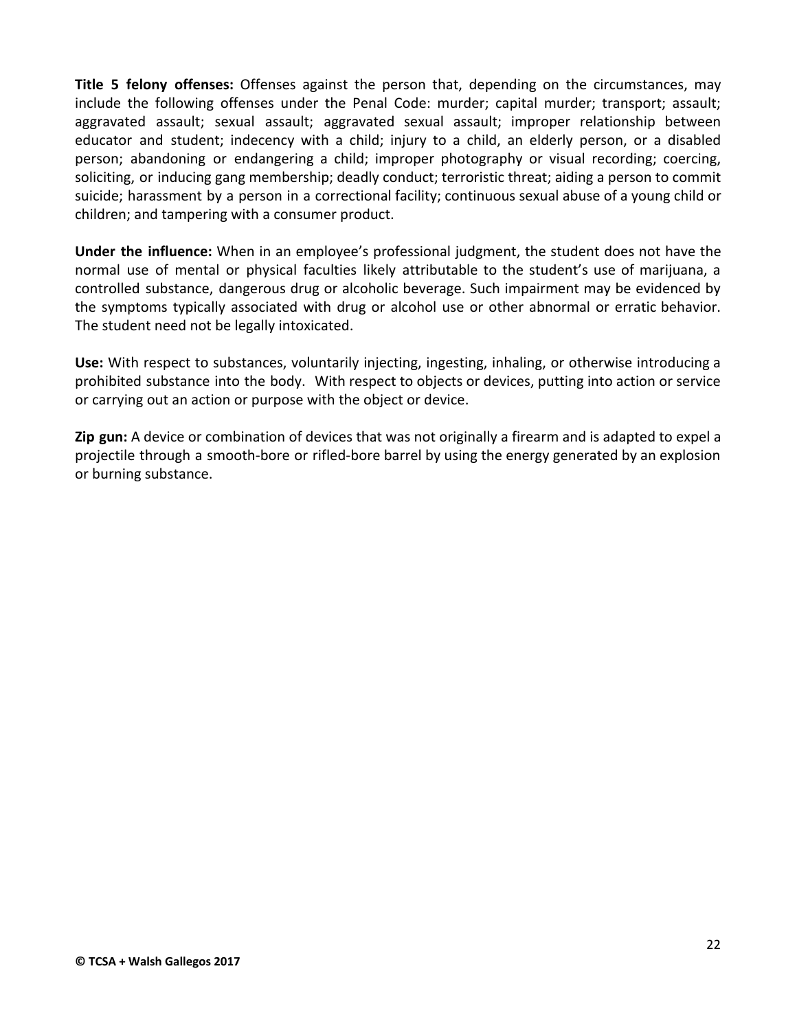**Title 5 felony offenses:** Offenses against the person that, depending on the circumstances, may include the following offenses under the Penal Code: murder; capital murder; transport; assault; aggravated assault; sexual assault; aggravated sexual assault; improper relationship between educator and student; indecency with a child; injury to a child, an elderly person, or a disabled person; abandoning or endangering a child; improper photography or visual recording; coercing, soliciting, or inducing gang membership; deadly conduct; terroristic threat; aiding a person to commit suicide; harassment by a person in a correctional facility; continuous sexual abuse of a young child or children; and tampering with a consumer product.

**Under the influence:** When in an employee's professional judgment, the student does not have the normal use of mental or physical faculties likely attributable to the student's use of marijuana, a controlled substance, dangerous drug or alcoholic beverage. Such impairment may be evidenced by the symptoms typically associated with drug or alcohol use or other abnormal or erratic behavior. The student need not be legally intoxicated.

**Use:** With respect to substances, voluntarily injecting, ingesting, inhaling, or otherwise introducing a prohibited substance into the body. With respect to objects or devices, putting into action or service or carrying out an action or purpose with the object or device.

**Zip gun:** A device or combination of devices that was not originally a firearm and is adapted to expel a projectile through a smooth-bore or rifled-bore barrel by using the energy generated by an explosion or burning substance.

**© TCSA + Walsh Gallegos 2017**